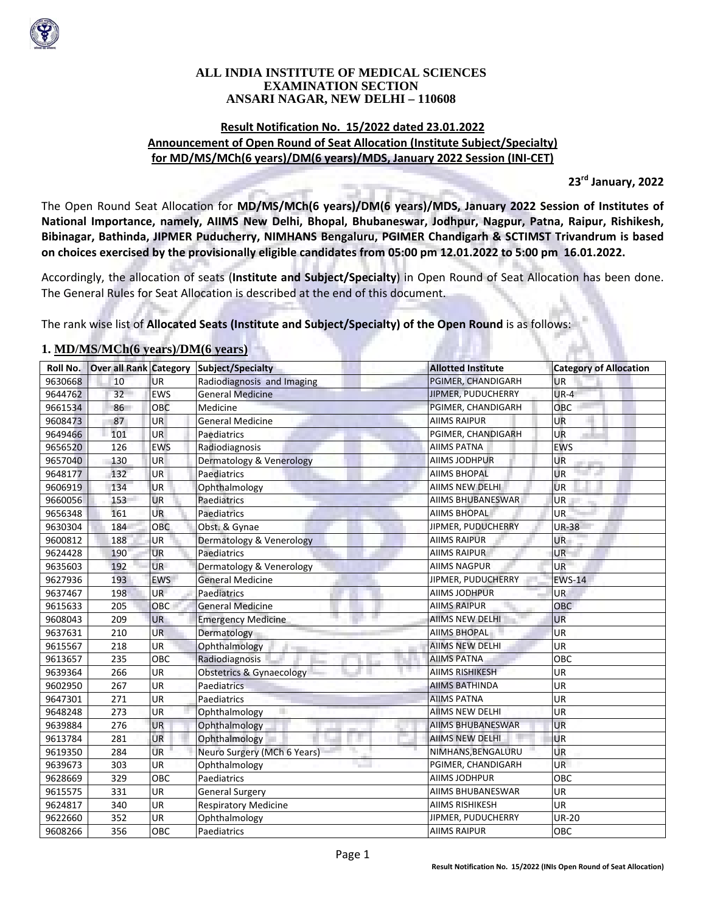**ALL INDIA INSTITUTE OF MEDICAL SCIENCES**
**EXAMINATION SECTION**
**ANSARI NAGAR, NEW DELHI – 110608**

**Result Notification No. 15/2022 dated 23.01.2022**
**Announcement of Open Round of Seat Allocation (Institute Subject/Specialty) for MD/MS/MCh(6 years)/DM(6 years)/MDS, January 2022 Session (INI-CET)**

**23rd January, 2022**

The Open Round Seat Allocation for **MD/MS/MCh(6 years)/DM(6 years)/MDS, January 2022 Session of Institutes of National Importance, namely, AIIMS New Delhi, Bhopal, Bhubaneswar, Jodhpur, Nagpur, Patna, Raipur, Rishikesh, Bibinagar, Bathinda, JIPMER Puducherry, NIMHANS Bengaluru, PGIMER Chandigarh & SCTIMST Trivandrum is based on choices exercised by the provisionally eligible candidates from 05:00 pm 12.01.2022 to 5:00 pm 16.01.2022.**

Accordingly, the allocation of seats (**Institute and Subject/Specialty**) in Open Round of Seat Allocation has been done. The General Rules for Seat Allocation is described at the end of this document.

The rank wise list of **Allocated Seats (Institute and Subject/Specialty) of the Open Round** is as follows:

## 1. MD/MS/MCh(6 years)/DM(6 years)

| Roll No. | Over all Rank | Category | Subject/Specialty | Allotted Institute | Category of Allocation |
|---|---|---|---|---|---|
| 9630668 | 10 | UR | Radiodiagnosis and Imaging | PGIMER, CHANDIGARH | UR |
| 9644762 | 32 | EWS | General Medicine | JIPMER, PUDUCHERRY | UR-4 |
| 9661534 | 86 | OBC | Medicine | PGIMER, CHANDIGARH | OBC |
| 9608473 | 87 | UR | General Medicine | AIIMS RAIPUR | UR |
| 9649466 | 101 | UR | Paediatrics | PGIMER, CHANDIGARH | UR |
| 9656520 | 126 | EWS | Radiodiagnosis | AIIMS PATNA | EWS |
| 9657040 | 130 | UR | Dermatology & Venerology | AIIMS JODHPUR | UR |
| 9648177 | 132 | UR | Paediatrics | AIIMS BHOPAL | UR |
| 9606919 | 134 | UR | Ophthalmology | AIIMS NEW DELHI | UR |
| 9660056 | 153 | UR | Paediatrics | AIIMS BHUBANESWAR | UR |
| 9656348 | 161 | UR | Paediatrics | AIIMS BHOPAL | UR |
| 9630304 | 184 | OBC | Obst. & Gynae | JIPMER, PUDUCHERRY | UR-38 |
| 9600812 | 188 | UR | Dermatology & Venerology | AIIMS RAIPUR | UR |
| 9624428 | 190 | UR | Paediatrics | AIIMS RAIPUR | UR |
| 9635603 | 192 | UR | Dermatology & Venerology | AIIMS NAGPUR | UR |
| 9627936 | 193 | EWS | General Medicine | JIPMER, PUDUCHERRY | EWS-14 |
| 9637467 | 198 | UR | Paediatrics | AIIMS JODHPUR | UR |
| 9615633 | 205 | OBC | General Medicine | AIIMS RAIPUR | OBC |
| 9608043 | 209 | UR | Emergency Medicine | AIIMS NEW DELHI | UR |
| 9637631 | 210 | UR | Dermatology | AIIMS BHOPAL | UR |
| 9615567 | 218 | UR | Ophthalmology | AIIMS NEW DELHI | UR |
| 9613657 | 235 | OBC | Radiodiagnosis | AIIMS PATNA | OBC |
| 9639364 | 266 | UR | Obstetrics & Gynaecology | AIIMS RISHIKESH | UR |
| 9602950 | 267 | UR | Paediatrics | AIIMS BATHINDA | UR |
| 9647301 | 271 | UR | Paediatrics | AIIMS PATNA | UR |
| 9648248 | 273 | UR | Ophthalmology | AIIMS NEW DELHI | UR |
| 9639884 | 276 | UR | Ophthalmology | AIIMS BHUBANESWAR | UR |
| 9613784 | 281 | UR | Ophthalmology | AIIMS NEW DELHI | UR |
| 9619350 | 284 | UR | Neuro Surgery (MCh 6 Years) | NIMHANS,BENGALURU | UR |
| 9639673 | 303 | UR | Ophthalmology | PGIMER, CHANDIGARH | UR |
| 9628669 | 329 | OBC | Paediatrics | AIIMS JODHPUR | OBC |
| 9615575 | 331 | UR | General Surgery | AIIMS BHUBANESWAR | UR |
| 9624817 | 340 | UR | Respiratory Medicine | AIIMS RISHIKESH | UR |
| 9622660 | 352 | UR | Ophthalmology | JIPMER, PUDUCHERRY | UR-20 |
| 9608266 | 356 | OBC | Paediatrics | AIIMS RAIPUR | OBC |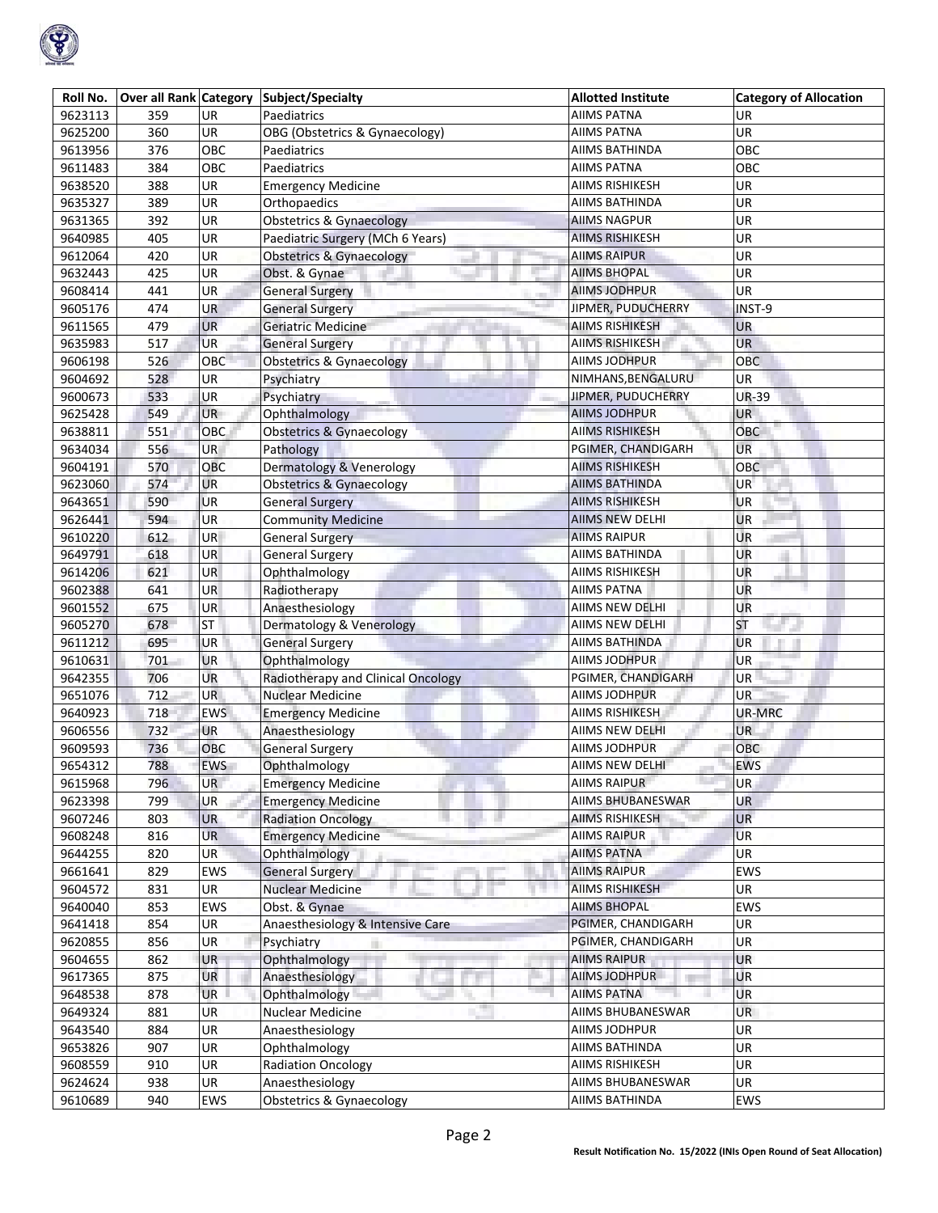| Roll No. | Over all Rank | Category | Subject/Specialty | Allotted Institute | Category of Allocation |
|---|---|---|---|---|---|
| 9623113 | 359 | UR | Paediatrics | AIIMS PATNA | UR |
| 9625200 | 360 | UR | OBG (Obstetrics & Gynaecology) | AIIMS PATNA | UR |
| 9613956 | 376 | OBC | Paediatrics | AIIMS BATHINDA | OBC |
| 9611483 | 384 | OBC | Paediatrics | AIIMS PATNA | OBC |
| 9638520 | 388 | UR | Emergency Medicine | AIIMS RISHIKESH | UR |
| 9635327 | 389 | UR | Orthopaedics | AIIMS BATHINDA | UR |
| 9631365 | 392 | UR | Obstetrics & Gynaecology | AIIMS NAGPUR | UR |
| 9640985 | 405 | UR | Paediatric Surgery (MCh 6 Years) | AIIMS RISHIKESH | UR |
| 9612064 | 420 | UR | Obstetrics & Gynaecology | AIIMS RAIPUR | UR |
| 9632443 | 425 | UR | Obst. & Gynae | AIIMS BHOPAL | UR |
| 9608414 | 441 | UR | General Surgery | AIIMS JODHPUR | UR |
| 9605176 | 474 | UR | General Surgery | JIPMER, PUDUCHERRY | INST-9 |
| 9611565 | 479 | UR | Geriatric Medicine | AIIMS RISHIKESH | UR |
| 9635983 | 517 | UR | General Surgery | AIIMS RISHIKESH | UR |
| 9606198 | 526 | OBC | Obstetrics & Gynaecology | AIIMS JODHPUR | OBC |
| 9604692 | 528 | UR | Psychiatry | NIMHANS,BENGALURU | UR |
| 9600673 | 533 | UR | Psychiatry | JIPMER, PUDUCHERRY | UR-39 |
| 9625428 | 549 | UR | Ophthalmology | AIIMS JODHPUR | UR |
| 9638811 | 551 | OBC | Obstetrics & Gynaecology | AIIMS RISHIKESH | OBC |
| 9634034 | 556 | UR | Pathology | PGIMER, CHANDIGARH | UR |
| 9604191 | 570 | OBC | Dermatology & Venerology | AIIMS RISHIKESH | OBC |
| 9623060 | 574 | UR | Obstetrics & Gynaecology | AIIMS BATHINDA | UR |
| 9643651 | 590 | UR | General Surgery | AIIMS RISHIKESH | UR |
| 9626441 | 594 | UR | Community Medicine | AIIMS NEW DELHI | UR |
| 9610220 | 612 | UR | General Surgery | AIIMS RAIPUR | UR |
| 9649791 | 618 | UR | General Surgery | AIIMS BATHINDA | UR |
| 9614206 | 621 | UR | Ophthalmology | AIIMS RISHIKESH | UR |
| 9602388 | 641 | UR | Radiotherapy | AIIMS PATNA | UR |
| 9601552 | 675 | UR | Anaesthesiology | AIIMS NEW DELHI | UR |
| 9605270 | 678 | ST | Dermatology & Venerology | AIIMS NEW DELHI | ST |
| 9611212 | 695 | UR | General Surgery | AIIMS BATHINDA | UR |
| 9610631 | 701 | UR | Ophthalmology | AIIMS JODHPUR | UR |
| 9642355 | 706 | UR | Radiotherapy and Clinical Oncology | PGIMER, CHANDIGARH | UR |
| 9651076 | 712 | UR | Nuclear Medicine | AIIMS JODHPUR | UR |
| 9640923 | 718 | EWS | Emergency Medicine | AIIMS RISHIKESH | UR-MRC |
| 9606556 | 732 | UR | Anaesthesiology | AIIMS NEW DELHI | UR |
| 9609593 | 736 | OBC | General Surgery | AIIMS JODHPUR | OBC |
| 9654312 | 788 | EWS | Ophthalmology | AIIMS NEW DELHI | EWS |
| 9615968 | 796 | UR | Emergency Medicine | AIIMS RAIPUR | UR |
| 9623398 | 799 | UR | Emergency Medicine | AIIMS BHUBANESWAR | UR |
| 9607246 | 803 | UR | Radiation Oncology | AIIMS RISHIKESH | UR |
| 9608248 | 816 | UR | Emergency Medicine | AIIMS RAIPUR | UR |
| 9644255 | 820 | UR | Ophthalmology | AIIMS PATNA | UR |
| 9661641 | 829 | EWS | General Surgery | AIIMS RAIPUR | EWS |
| 9604572 | 831 | UR | Nuclear Medicine | AIIMS RISHIKESH | UR |
| 9640040 | 853 | EWS | Obst. & Gynae | AIIMS BHOPAL | EWS |
| 9641418 | 854 | UR | Anaesthesiology & Intensive Care | PGIMER, CHANDIGARH | UR |
| 9620855 | 856 | UR | Psychiatry | PGIMER, CHANDIGARH | UR |
| 9604655 | 862 | UR | Ophthalmology | AIIMS RAIPUR | UR |
| 9617365 | 875 | UR | Anaesthesiology | AIIMS JODHPUR | UR |
| 9648538 | 878 | UR | Ophthalmology | AIIMS PATNA | UR |
| 9649324 | 881 | UR | Nuclear Medicine | AIIMS BHUBANESWAR | UR |
| 9643540 | 884 | UR | Anaesthesiology | AIIMS JODHPUR | UR |
| 9653826 | 907 | UR | Ophthalmology | AIIMS BATHINDA | UR |
| 9608559 | 910 | UR | Radiation Oncology | AIIMS RISHIKESH | UR |
| 9624624 | 938 | UR | Anaesthesiology | AIIMS BHUBANESWAR | UR |
| 9610689 | 940 | EWS | Obstetrics & Gynaecology | AIIMS BATHINDA | EWS |

**Result Notification No. 15/2022 (INIs Open Round of Seat Allocation)**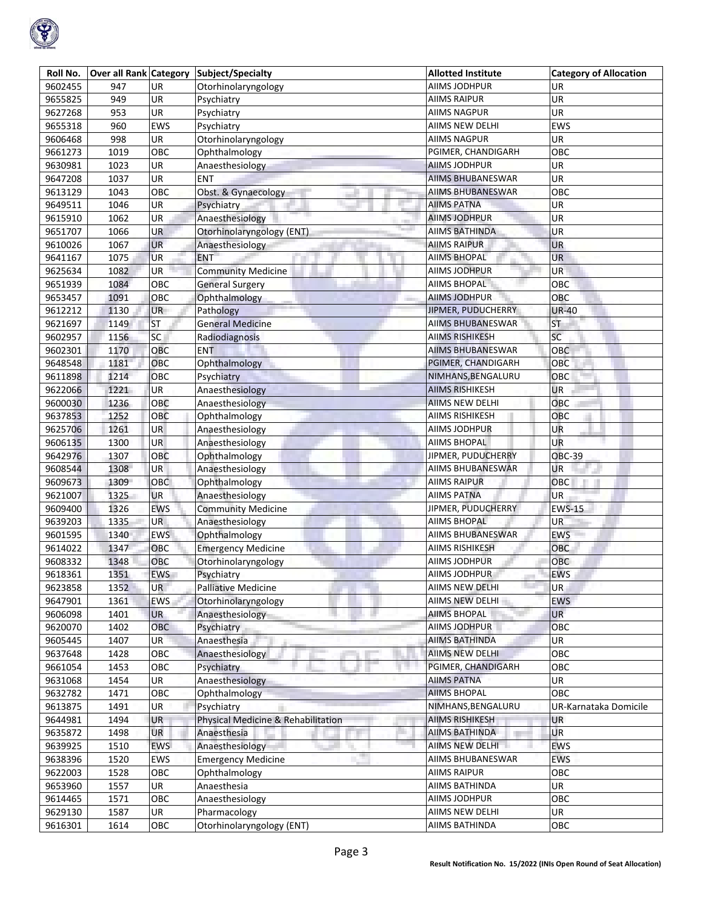| Roll No. | Over all Rank | Category | Subject/Specialty | Allotted Institute | Category of Allocation |
|---|---|---|---|---|---|
| 9602455 | 947 | UR | Otorhinolaryngology | AIIMS JODHPUR | UR |
| 9655825 | 949 | UR | Psychiatry | AIIMS RAIPUR | UR |
| 9627268 | 953 | UR | Psychiatry | AIIMS NAGPUR | UR |
| 9655318 | 960 | EWS | Psychiatry | AIIMS NEW DELHI | EWS |
| 9606468 | 998 | UR | Otorhinolaryngology | AIIMS NAGPUR | UR |
| 9661273 | 1019 | OBC | Ophthalmology | PGIMER, CHANDIGARH | OBC |
| 9630981 | 1023 | UR | Anaesthesiology | AIIMS JODHPUR | UR |
| 9647208 | 1037 | UR | ENT | AIIMS BHUBANESWAR | UR |
| 9613129 | 1043 | OBC | Obst. & Gynaecology | AIIMS BHUBANESWAR | OBC |
| 9649511 | 1046 | UR | Psychiatry | AIIMS PATNA | UR |
| 9615910 | 1062 | UR | Anaesthesiology | AIIMS JODHPUR | UR |
| 9651707 | 1066 | UR | Otorhinolaryngology (ENT) | AIIMS BATHINDA | UR |
| 9610026 | 1067 | UR | Anaesthesiology | AIIMS RAIPUR | UR |
| 9641167 | 1075 | UR | ENT | AIIMS BHOPAL | UR |
| 9625634 | 1082 | UR | Community Medicine | AIIMS JODHPUR | UR |
| 9651939 | 1084 | OBC | General Surgery | AIIMS BHOPAL | OBC |
| 9653457 | 1091 | OBC | Ophthalmology | AIIMS JODHPUR | OBC |
| 9612212 | 1130 | UR | Pathology | JIPMER, PUDUCHERRY | UR-40 |
| 9621697 | 1149 | ST | General Medicine | AIIMS BHUBANESWAR | ST |
| 9602957 | 1156 | SC | Radiodiagnosis | AIIMS RISHIKESH | SC |
| 9602301 | 1170 | OBC | ENT | AIIMS BHUBANESWAR | OBC |
| 9648548 | 1181 | OBC | Ophthalmology | PGIMER, CHANDIGARH | OBC |
| 9611898 | 1214 | OBC | Psychiatry | NIMHANS,BENGALURU | OBC |
| 9622066 | 1221 | UR | Anaesthesiology | AIIMS RISHIKESH | UR |
| 9600030 | 1236 | OBC | Anaesthesiology | AIIMS NEW DELHI | OBC |
| 9637853 | 1252 | OBC | Ophthalmology | AIIMS RISHIKESH | OBC |
| 9625706 | 1261 | UR | Anaesthesiology | AIIMS JODHPUR | UR |
| 9606135 | 1300 | UR | Anaesthesiology | AIIMS BHOPAL | UR |
| 9642976 | 1307 | OBC | Ophthalmology | JIPMER, PUDUCHERRY | OBC-39 |
| 9608544 | 1308 | UR | Anaesthesiology | AIIMS BHUBANESWAR | UR |
| 9609673 | 1309 | OBC | Ophthalmology | AIIMS RAIPUR | OBC |
| 9621007 | 1325 | UR | Anaesthesiology | AIIMS PATNA | UR |
| 9609400 | 1326 | EWS | Community Medicine | JIPMER, PUDUCHERRY | EWS-15 |
| 9639203 | 1335 | UR | Anaesthesiology | AIIMS BHOPAL | UR |
| 9601595 | 1340 | EWS | Ophthalmology | AIIMS BHUBANESWAR | EWS |
| 9614022 | 1347 | OBC | Emergency Medicine | AIIMS RISHIKESH | OBC |
| 9608332 | 1348 | OBC | Otorhinolaryngology | AIIMS JODHPUR | OBC |
| 9618361 | 1351 | EWS | Psychiatry | AIIMS JODHPUR | EWS |
| 9623858 | 1352 | UR | Palliative Medicine | AIIMS NEW DELHI | UR |
| 9647901 | 1361 | EWS | Otorhinolaryngology | AIIMS NEW DELHI | EWS |
| 9606098 | 1401 | UR | Anaesthesiology | AIIMS BHOPAL | UR |
| 9620070 | 1402 | OBC | Psychiatry | AIIMS JODHPUR | OBC |
| 9605445 | 1407 | UR | Anaesthesia | AIIMS BATHINDA | UR |
| 9637648 | 1428 | OBC | Anaesthesiology | AIIMS NEW DELHI | OBC |
| 9661054 | 1453 | OBC | Psychiatry | PGIMER, CHANDIGARH | OBC |
| 9631068 | 1454 | UR | Anaesthesiology | AIIMS PATNA | UR |
| 9632782 | 1471 | OBC | Ophthalmology | AIIMS BHOPAL | OBC |
| 9613875 | 1491 | UR | Psychiatry | NIMHANS,BENGALURU | UR-Karnataka Domicile |
| 9644981 | 1494 | UR | Physical Medicine & Rehabilitation | AIIMS RISHIKESH | UR |
| 9635872 | 1498 | UR | Anaesthesia | AIIMS BATHINDA | UR |
| 9639925 | 1510 | EWS | Anaesthesiology | AIIMS NEW DELHI | EWS |
| 9638396 | 1520 | EWS | Emergency Medicine | AIIMS BHUBANESWAR | EWS |
| 9622003 | 1528 | OBC | Ophthalmology | AIIMS RAIPUR | OBC |
| 9653960 | 1557 | UR | Anaesthesia | AIIMS BATHINDA | UR |
| 9614465 | 1571 | OBC | Anaesthesiology | AIIMS JODHPUR | OBC |
| 9629130 | 1587 | UR | Pharmacology | AIIMS NEW DELHI | UR |
| 9616301 | 1614 | OBC | Otorhinolaryngology (ENT) | AIIMS BATHINDA | OBC |

**Result Notification No. 15/2022 (INIs Open Round of Seat Allocation)**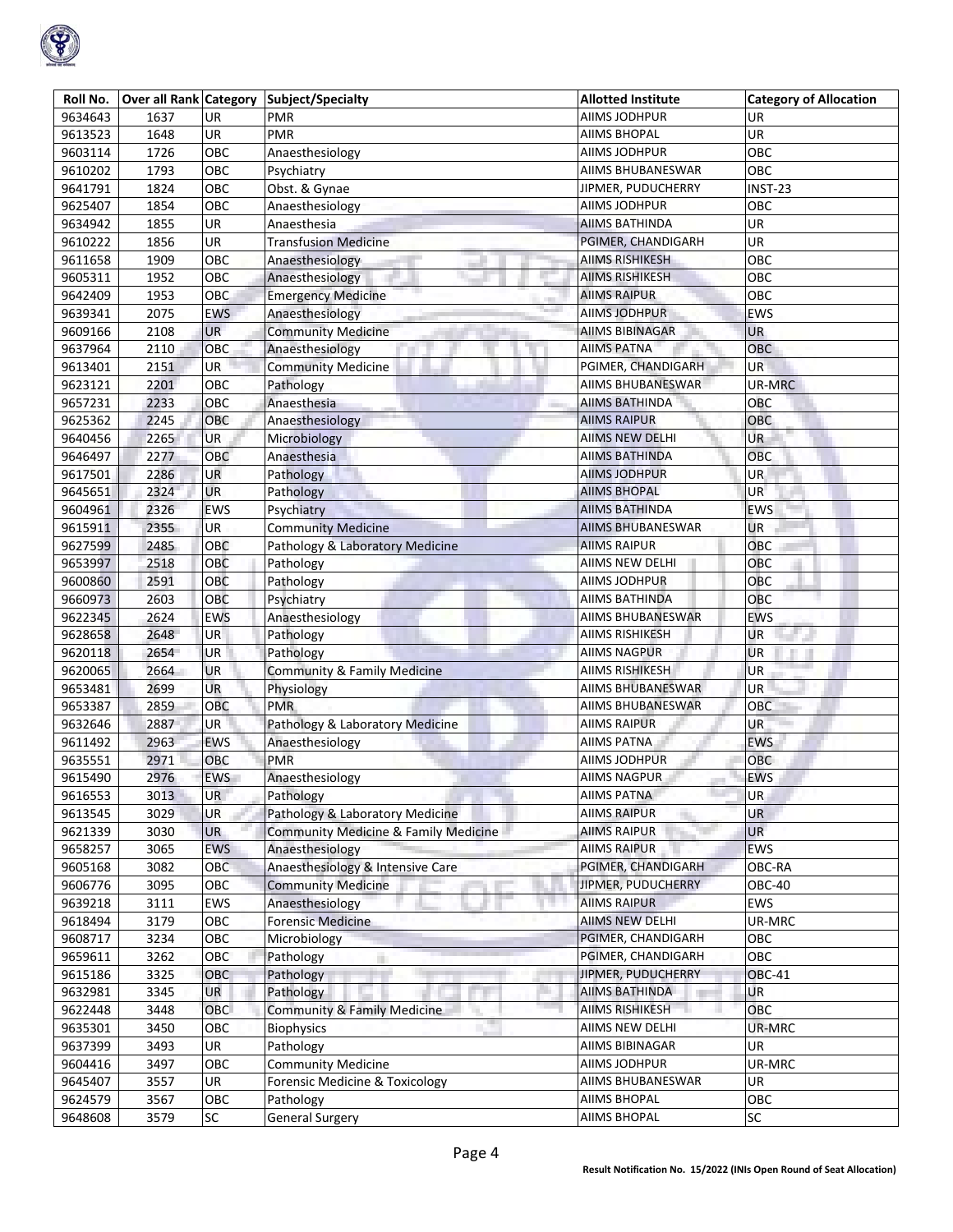| Roll No. | Over all Rank | Category | Subject/Specialty | Allotted Institute | Category of Allocation |
|---|---|---|---|---|---|
| 9634643 | 1637 | UR | PMR | AIIMS JODHPUR | UR |
| 9613523 | 1648 | UR | PMR | AIIMS BHOPAL | UR |
| 9603114 | 1726 | OBC | Anaesthesiology | AIIMS JODHPUR | OBC |
| 9610202 | 1793 | OBC | Psychiatry | AIIMS BHUBANESWAR | OBC |
| 9641791 | 1824 | OBC | Obst. & Gynae | JIPMER, PUDUCHERRY | INST-23 |
| 9625407 | 1854 | OBC | Anaesthesiology | AIIMS JODHPUR | OBC |
| 9634942 | 1855 | UR | Anaesthesia | AIIMS BATHINDA | UR |
| 9610222 | 1856 | UR | Transfusion Medicine | PGIMER, CHANDIGARH | UR |
| 9611658 | 1909 | OBC | Anaesthesiology | AIIMS RISHIKESH | OBC |
| 9605311 | 1952 | OBC | Anaesthesiology | AIIMS RISHIKESH | OBC |
| 9642409 | 1953 | OBC | Emergency Medicine | AIIMS RAIPUR | OBC |
| 9639341 | 2075 | EWS | Anaesthesiology | AIIMS JODHPUR | EWS |
| 9609166 | 2108 | UR | Community Medicine | AIIMS BIBINAGAR | UR |
| 9637964 | 2110 | OBC | Anaesthesiology | AIIMS PATNA | OBC |
| 9613401 | 2151 | UR | Community Medicine | PGIMER, CHANDIGARH | UR |
| 9623121 | 2201 | OBC | Pathology | AIIMS BHUBANESWAR | UR-MRC |
| 9657231 | 2233 | OBC | Anaesthesia | AIIMS BATHINDA | OBC |
| 9625362 | 2245 | OBC | Anaesthesiology | AIIMS RAIPUR | OBC |
| 9640456 | 2265 | UR | Microbiology | AIIMS NEW DELHI | UR |
| 9646497 | 2277 | OBC | Anaesthesia | AIIMS BATHINDA | OBC |
| 9617501 | 2286 | UR | Pathology | AIIMS JODHPUR | UR |
| 9645651 | 2324 | UR | Pathology | AIIMS BHOPAL | UR |
| 9604961 | 2326 | EWS | Psychiatry | AIIMS BATHINDA | EWS |
| 9615911 | 2355 | UR | Community Medicine | AIIMS BHUBANESWAR | UR |
| 9627599 | 2485 | OBC | Pathology & Laboratory Medicine | AIIMS RAIPUR | OBC |
| 9653997 | 2518 | OBC | Pathology | AIIMS NEW DELHI | OBC |
| 9600860 | 2591 | OBC | Pathology | AIIMS JODHPUR | OBC |
| 9660973 | 2603 | OBC | Psychiatry | AIIMS BATHINDA | OBC |
| 9622345 | 2624 | EWS | Anaesthesiology | AIIMS BHUBANESWAR | EWS |
| 9628658 | 2648 | UR | Pathology | AIIMS RISHIKESH | UR |
| 9620118 | 2654 | UR | Pathology | AIIMS NAGPUR | UR |
| 9620065 | 2664 | UR | Community & Family Medicine | AIIMS RISHIKESH | UR |
| 9653481 | 2699 | UR | Physiology | AIIMS BHUBANESWAR | UR |
| 9653387 | 2859 | OBC | PMR | AIIMS BHUBANESWAR | OBC |
| 9632646 | 2887 | UR | Pathology & Laboratory Medicine | AIIMS RAIPUR | UR |
| 9611492 | 2963 | EWS | Anaesthesiology | AIIMS PATNA | EWS |
| 9635551 | 2971 | OBC | PMR | AIIMS JODHPUR | OBC |
| 9615490 | 2976 | EWS | Anaesthesiology | AIIMS NAGPUR | EWS |
| 9616553 | 3013 | UR | Pathology | AIIMS PATNA | UR |
| 9613545 | 3029 | UR | Pathology & Laboratory Medicine | AIIMS RAIPUR | UR |
| 9621339 | 3030 | UR | Community Medicine & Family Medicine | AIIMS RAIPUR | UR |
| 9658257 | 3065 | EWS | Anaesthesiology | AIIMS RAIPUR | EWS |
| 9605168 | 3082 | OBC | Anaesthesiology & Intensive Care | PGIMER, CHANDIGARH | OBC-RA |
| 9606776 | 3095 | OBC | Community Medicine | JIPMER, PUDUCHERRY | OBC-40 |
| 9639218 | 3111 | EWS | Anaesthesiology | AIIMS RAIPUR | EWS |
| 9618494 | 3179 | OBC | Forensic Medicine | AIIMS NEW DELHI | UR-MRC |
| 9608717 | 3234 | OBC | Microbiology | PGIMER, CHANDIGARH | OBC |
| 9659611 | 3262 | OBC | Pathology | PGIMER, CHANDIGARH | OBC |
| 9615186 | 3325 | OBC | Pathology | JIPMER, PUDUCHERRY | OBC-41 |
| 9632981 | 3345 | UR | Pathology | AIIMS BATHINDA | UR |
| 9622448 | 3448 | OBC | Community & Family Medicine | AIIMS RISHIKESH | OBC |
| 9635301 | 3450 | OBC | Biophysics | AIIMS NEW DELHI | UR-MRC |
| 9637399 | 3493 | UR | Pathology | AIIMS BIBINAGAR | UR |
| 9604416 | 3497 | OBC | Community Medicine | AIIMS JODHPUR | UR-MRC |
| 9645407 | 3557 | UR | Forensic Medicine & Toxicology | AIIMS BHUBANESWAR | UR |
| 9624579 | 3567 | OBC | Pathology | AIIMS BHOPAL | OBC |
| 9648608 | 3579 | SC | General Surgery | AIIMS BHOPAL | SC |

Result Notification No. 15/2022 (INIs Open Round of Seat Allocation)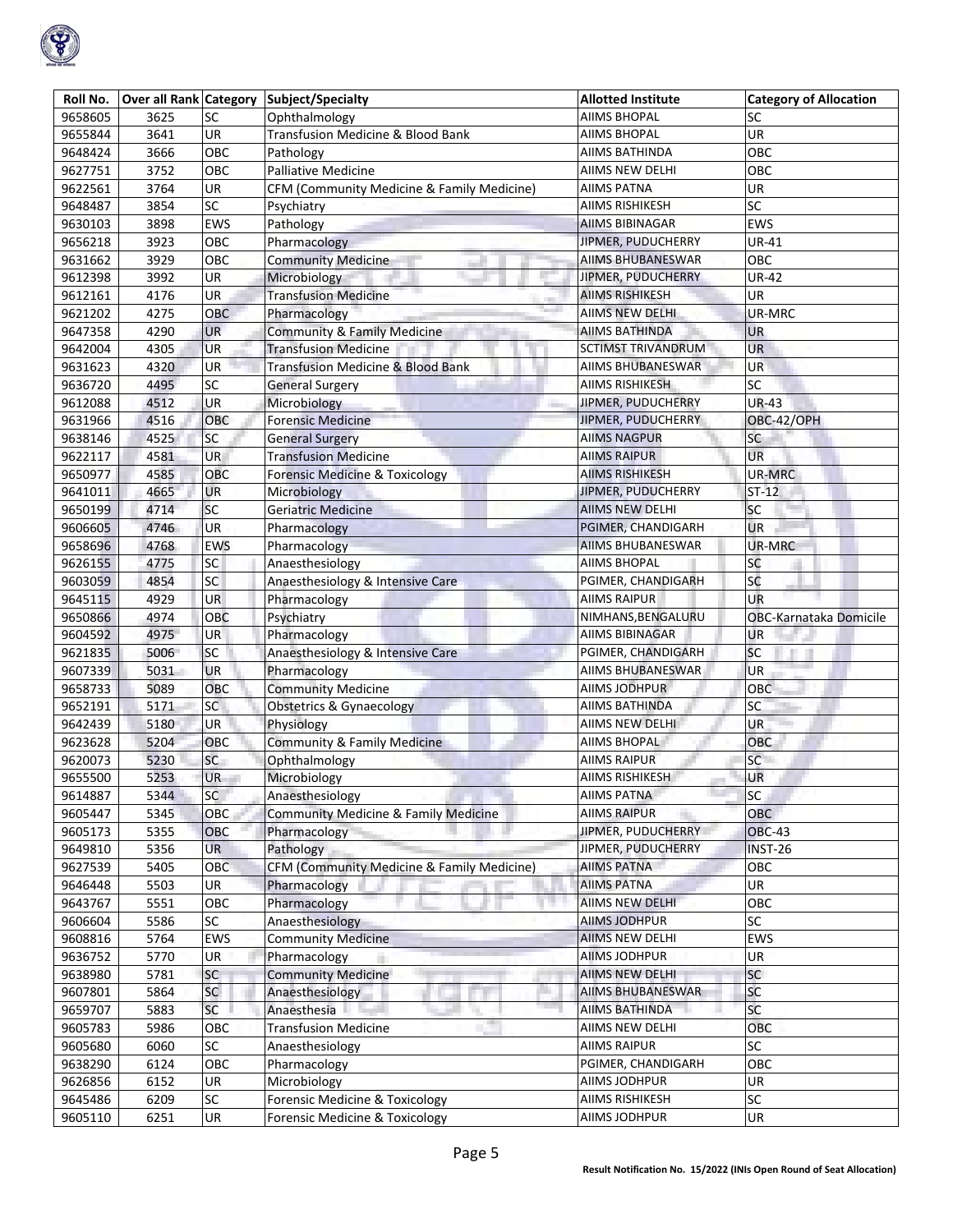| Roll No. | Over all Rank | Category | Subject/Specialty | Allotted Institute | Category of Allocation |
|---|---|---|---|---|---|
| 9658605 | 3625 | SC | Ophthalmology | AIIMS BHOPAL | SC |
| 9655844 | 3641 | UR | Transfusion Medicine & Blood Bank | AIIMS BHOPAL | UR |
| 9648424 | 3666 | OBC | Pathology | AIIMS BATHINDA | OBC |
| 9627751 | 3752 | OBC | Palliative Medicine | AIIMS NEW DELHI | OBC |
| 9622561 | 3764 | UR | CFM (Community Medicine & Family Medicine) | AIIMS PATNA | UR |
| 9648487 | 3854 | SC | Psychiatry | AIIMS RISHIKESH | SC |
| 9630103 | 3898 | EWS | Pathology | AIIMS BIBINAGAR | EWS |
| 9656218 | 3923 | OBC | Pharmacology | JIPMER, PUDUCHERRY | UR-41 |
| 9631662 | 3929 | OBC | Community Medicine | AIIMS BHUBANESWAR | OBC |
| 9612398 | 3992 | UR | Microbiology | JIPMER, PUDUCHERRY | UR-42 |
| 9612161 | 4176 | UR | Transfusion Medicine | AIIMS RISHIKESH | UR |
| 9621202 | 4275 | OBC | Pharmacology | AIIMS NEW DELHI | UR-MRC |
| 9647358 | 4290 | UR | Community & Family Medicine | AIIMS BATHINDA | UR |
| 9642004 | 4305 | UR | Transfusion Medicine | SCTIMST TRIVANDRUM | UR |
| 9631623 | 4320 | UR | Transfusion Medicine & Blood Bank | AIIMS BHUBANESWAR | UR |
| 9636720 | 4495 | SC | General Surgery | AIIMS RISHIKESH | SC |
| 9612088 | 4512 | UR | Microbiology | JIPMER, PUDUCHERRY | UR-43 |
| 9631966 | 4516 | OBC | Forensic Medicine | JIPMER, PUDUCHERRY | OBC-42/OPH |
| 9638146 | 4525 | SC | General Surgery | AIIMS NAGPUR | SC |
| 9622117 | 4581 | UR | Transfusion Medicine | AIIMS RAIPUR | UR |
| 9650977 | 4585 | OBC | Forensic Medicine & Toxicology | AIIMS RISHIKESH | UR-MRC |
| 9641011 | 4665 | UR | Microbiology | JIPMER, PUDUCHERRY | ST-12 |
| 9650199 | 4714 | SC | Geriatric Medicine | AIIMS NEW DELHI | SC |
| 9606605 | 4746 | UR | Pharmacology | PGIMER, CHANDIGARH | UR |
| 9658696 | 4768 | EWS | Pharmacology | AIIMS BHUBANESWAR | UR-MRC |
| 9626155 | 4775 | SC | Anaesthesiology | AIIMS BHOPAL | SC |
| 9603059 | 4854 | SC | Anaesthesiology & Intensive Care | PGIMER, CHANDIGARH | SC |
| 9645115 | 4929 | UR | Pharmacology | AIIMS RAIPUR | UR |
| 9650866 | 4974 | OBC | Psychiatry | NIMHANS,BENGALURU | OBC-Karnataka Domicile |
| 9604592 | 4975 | UR | Pharmacology | AIIMS BIBINAGAR | UR |
| 9621835 | 5006 | SC | Anaesthesiology & Intensive Care | PGIMER, CHANDIGARH | SC |
| 9607339 | 5031 | UR | Pharmacology | AIIMS BHUBANESWAR | UR |
| 9658733 | 5089 | OBC | Community Medicine | AIIMS JODHPUR | OBC |
| 9652191 | 5171 | SC | Obstetrics & Gynaecology | AIIMS BATHINDA | SC |
| 9642439 | 5180 | UR | Physiology | AIIMS NEW DELHI | UR |
| 9623628 | 5204 | OBC | Community & Family Medicine | AIIMS BHOPAL | OBC |
| 9620073 | 5230 | SC | Ophthalmology | AIIMS RAIPUR | SC |
| 9655500 | 5253 | UR | Microbiology | AIIMS RISHIKESH | UR |
| 9614887 | 5344 | SC | Anaesthesiology | AIIMS PATNA | SC |
| 9605447 | 5345 | OBC | Community Medicine & Family Medicine | AIIMS RAIPUR | OBC |
| 9605173 | 5355 | OBC | Pharmacology | JIPMER, PUDUCHERRY | OBC-43 |
| 9649810 | 5356 | UR | Pathology | JIPMER, PUDUCHERRY | INST-26 |
| 9627539 | 5405 | OBC | CFM (Community Medicine & Family Medicine) | AIIMS PATNA | OBC |
| 9646448 | 5503 | UR | Pharmacology | AIIMS PATNA | UR |
| 9643767 | 5551 | OBC | Pharmacology | AIIMS NEW DELHI | OBC |
| 9606604 | 5586 | SC | Anaesthesiology | AIIMS JODHPUR | SC |
| 9608816 | 5764 | EWS | Community Medicine | AIIMS NEW DELHI | EWS |
| 9636752 | 5770 | UR | Pharmacology | AIIMS JODHPUR | UR |
| 9638980 | 5781 | SC | Community Medicine | AIIMS NEW DELHI | SC |
| 9607801 | 5864 | SC | Anaesthesiology | AIIMS BHUBANESWAR | SC |
| 9659707 | 5883 | SC | Anaesthesia | AIIMS BATHINDA | SC |
| 9605783 | 5986 | OBC | Transfusion Medicine | AIIMS NEW DELHI | OBC |
| 9605680 | 6060 | SC | Anaesthesiology | AIIMS RAIPUR | SC |
| 9638290 | 6124 | OBC | Pharmacology | PGIMER, CHANDIGARH | OBC |
| 9626856 | 6152 | UR | Microbiology | AIIMS JODHPUR | UR |
| 9645486 | 6209 | SC | Forensic Medicine & Toxicology | AIIMS RISHIKESH | SC |
| 9605110 | 6251 | UR | Forensic Medicine & Toxicology | AIIMS JODHPUR | UR |

Result Notification No. 15/2022 (INIs Open Round of Seat Allocation)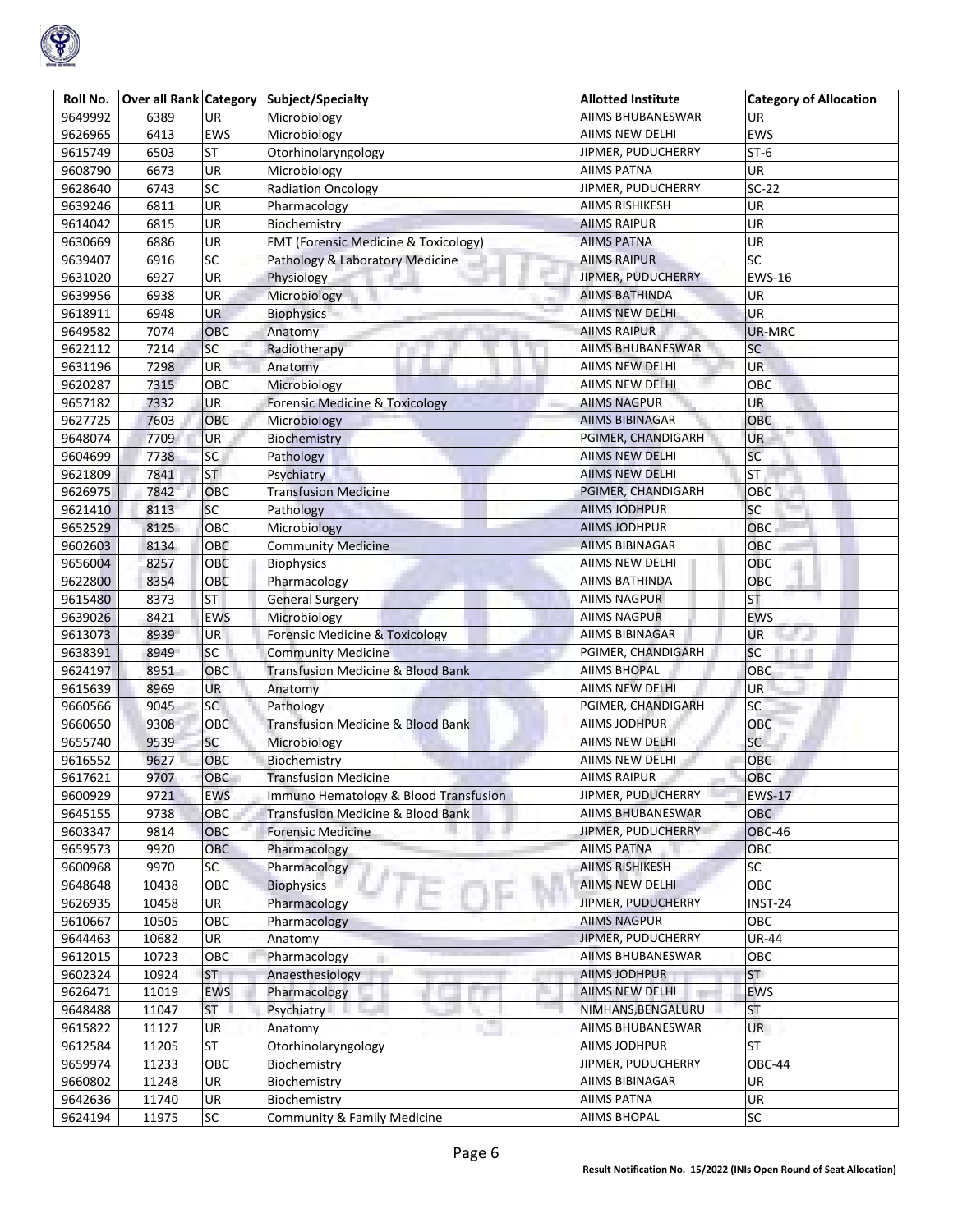| Roll No. | Over all Rank | Category | Subject/Specialty | Allotted Institute | Category of Allocation |
|---|---|---|---|---|---|
| 9649992 | 6389 | UR | Microbiology | AIIMS BHUBANESWAR | UR |
| 9626965 | 6413 | EWS | Microbiology | AIIMS NEW DELHI | EWS |
| 9615749 | 6503 | ST | Otorhinolaryngology | JIPMER, PUDUCHERRY | ST-6 |
| 9608790 | 6673 | UR | Microbiology | AIIMS PATNA | UR |
| 9628640 | 6743 | SC | Radiation Oncology | JIPMER, PUDUCHERRY | SC-22 |
| 9639246 | 6811 | UR | Pharmacology | AIIMS RISHIKESH | UR |
| 9614042 | 6815 | UR | Biochemistry | AIIMS RAIPUR | UR |
| 9630669 | 6886 | UR | FMT (Forensic Medicine & Toxicology) | AIIMS PATNA | UR |
| 9639407 | 6916 | SC | Pathology & Laboratory Medicine | AIIMS RAIPUR | SC |
| 9631020 | 6927 | UR | Physiology | JIPMER, PUDUCHERRY | EWS-16 |
| 9639956 | 6938 | UR | Microbiology | AIIMS BATHINDA | UR |
| 9618911 | 6948 | UR | Biophysics | AIIMS NEW DELHI | UR |
| 9649582 | 7074 | OBC | Anatomy | AIIMS RAIPUR | UR-MRC |
| 9622112 | 7214 | SC | Radiotherapy | AIIMS BHUBANESWAR | SC |
| 9631196 | 7298 | UR | Anatomy | AIIMS NEW DELHI | UR |
| 9620287 | 7315 | OBC | Microbiology | AIIMS NEW DELHI | OBC |
| 9657182 | 7332 | UR | Forensic Medicine & Toxicology | AIIMS NAGPUR | UR |
| 9627725 | 7603 | OBC | Microbiology | AIIMS BIBINAGAR | OBC |
| 9648074 | 7709 | UR | Biochemistry | PGIMER, CHANDIGARH | UR |
| 9604699 | 7738 | SC | Pathology | AIIMS NEW DELHI | SC |
| 9621809 | 7841 | ST | Psychiatry | AIIMS NEW DELHI | ST |
| 9626975 | 7842 | OBC | Transfusion Medicine | PGIMER, CHANDIGARH | OBC |
| 9621410 | 8113 | SC | Pathology | AIIMS JODHPUR | SC |
| 9652529 | 8125 | OBC | Microbiology | AIIMS JODHPUR | OBC |
| 9602603 | 8134 | OBC | Community Medicine | AIIMS BIBINAGAR | OBC |
| 9656004 | 8257 | OBC | Biophysics | AIIMS NEW DELHI | OBC |
| 9622800 | 8354 | OBC | Pharmacology | AIIMS BATHINDA | OBC |
| 9615480 | 8373 | ST | General Surgery | AIIMS NAGPUR | ST |
| 9639026 | 8421 | EWS | Microbiology | AIIMS NAGPUR | EWS |
| 9613073 | 8939 | UR | Forensic Medicine & Toxicology | AIIMS BIBINAGAR | UR |
| 9638391 | 8949 | SC | Community Medicine | PGIMER, CHANDIGARH | SC |
| 9624197 | 8951 | OBC | Transfusion Medicine & Blood Bank | AIIMS BHOPAL | OBC |
| 9615639 | 8969 | UR | Anatomy | AIIMS NEW DELHI | UR |
| 9660566 | 9045 | SC | Pathology | PGIMER, CHANDIGARH | SC |
| 9660650 | 9308 | OBC | Transfusion Medicine & Blood Bank | AIIMS JODHPUR | OBC |
| 9655740 | 9539 | SC | Microbiology | AIIMS NEW DELHI | SC |
| 9616552 | 9627 | OBC | Biochemistry | AIIMS NEW DELHI | OBC |
| 9617621 | 9707 | OBC | Transfusion Medicine | AIIMS RAIPUR | OBC |
| 9600929 | 9721 | EWS | Immuno Hematology & Blood Transfusion | JIPMER, PUDUCHERRY | EWS-17 |
| 9645155 | 9738 | OBC | Transfusion Medicine & Blood Bank | AIIMS BHUBANESWAR | OBC |
| 9603347 | 9814 | OBC | Forensic Medicine | JIPMER, PUDUCHERRY | OBC-46 |
| 9659573 | 9920 | OBC | Pharmacology | AIIMS PATNA | OBC |
| 9600968 | 9970 | SC | Pharmacology | AIIMS RISHIKESH | SC |
| 9648648 | 10438 | OBC | Biophysics | AIIMS NEW DELHI | OBC |
| 9626935 | 10458 | UR | Pharmacology | JIPMER, PUDUCHERRY | INST-24 |
| 9610667 | 10505 | OBC | Pharmacology | AIIMS NAGPUR | OBC |
| 9644463 | 10682 | UR | Anatomy | JIPMER, PUDUCHERRY | UR-44 |
| 9612015 | 10723 | OBC | Pharmacology | AIIMS BHUBANESWAR | OBC |
| 9602324 | 10924 | ST | Anaesthesiology | AIIMS JODHPUR | ST |
| 9626471 | 11019 | EWS | Pharmacology | AIIMS NEW DELHI | EWS |
| 9648488 | 11047 | ST | Psychiatry | NIMHANS,BENGALURU | ST |
| 9615822 | 11127 | UR | Anatomy | AIIMS BHUBANESWAR | UR |
| 9612584 | 11205 | ST | Otorhinolaryngology | AIIMS JODHPUR | ST |
| 9659974 | 11233 | OBC | Biochemistry | JIPMER, PUDUCHERRY | OBC-44 |
| 9660802 | 11248 | UR | Biochemistry | AIIMS BIBINAGAR | UR |
| 9642636 | 11740 | UR | Biochemistry | AIIMS PATNA | UR |
| 9624194 | 11975 | SC | Community & Family Medicine | AIIMS BHOPAL | SC |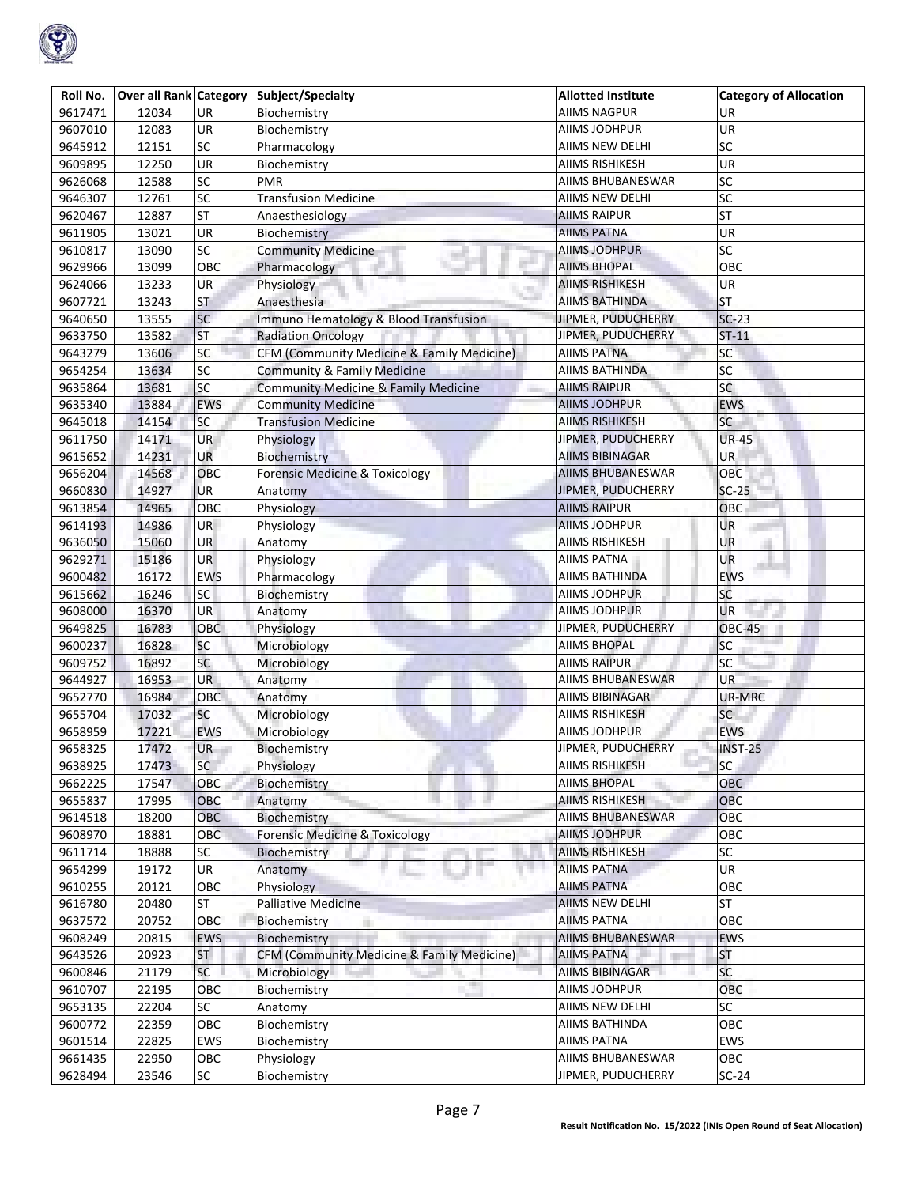| Roll No. | Over all Rank | Category | Subject/Specialty | Allotted Institute | Category of Allocation |
|---|---|---|---|---|---|
| 9617471 | 12034 | UR | Biochemistry | AIIMS NAGPUR | UR |
| 9607010 | 12083 | UR | Biochemistry | AIIMS JODHPUR | UR |
| 9645912 | 12151 | SC | Pharmacology | AIIMS NEW DELHI | SC |
| 9609895 | 12250 | UR | Biochemistry | AIIMS RISHIKESH | UR |
| 9626068 | 12588 | SC | PMR | AIIMS BHUBANESWAR | SC |
| 9646307 | 12761 | SC | Transfusion Medicine | AIIMS NEW DELHI | SC |
| 9620467 | 12887 | ST | Anaesthesiology | AIIMS RAIPUR | ST |
| 9611905 | 13021 | UR | Biochemistry | AIIMS PATNA | UR |
| 9610817 | 13090 | SC | Community Medicine | AIIMS JODHPUR | SC |
| 9629966 | 13099 | OBC | Pharmacology | AIIMS BHOPAL | OBC |
| 9624066 | 13233 | UR | Physiology | AIIMS RISHIKESH | UR |
| 9607721 | 13243 | ST | Anaesthesia | AIIMS BATHINDA | ST |
| 9640650 | 13555 | SC | Immuno Hematology & Blood Transfusion | JIPMER, PUDUCHERRY | SC-23 |
| 9633750 | 13582 | ST | Radiation Oncology | JIPMER, PUDUCHERRY | ST-11 |
| 9643279 | 13606 | SC | CFM (Community Medicine & Family Medicine) | AIIMS PATNA | SC |
| 9654254 | 13634 | SC | Community & Family Medicine | AIIMS BATHINDA | SC |
| 9635864 | 13681 | SC | Community Medicine & Family Medicine | AIIMS RAIPUR | SC |
| 9635340 | 13884 | EWS | Community Medicine | AIIMS JODHPUR | EWS |
| 9645018 | 14154 | SC | Transfusion Medicine | AIIMS RISHIKESH | SC |
| 9611750 | 14171 | UR | Physiology | JIPMER, PUDUCHERRY | UR-45 |
| 9615652 | 14231 | UR | Biochemistry | AIIMS BIBINAGAR | UR |
| 9656204 | 14568 | OBC | Forensic Medicine & Toxicology | AIIMS BHUBANESWAR | OBC |
| 9660830 | 14927 | UR | Anatomy | JIPMER, PUDUCHERRY | SC-25 |
| 9613854 | 14965 | OBC | Physiology | AIIMS RAIPUR | OBC |
| 9614193 | 14986 | UR | Physiology | AIIMS JODHPUR | UR |
| 9636050 | 15060 | UR | Anatomy | AIIMS RISHIKESH | UR |
| 9629271 | 15186 | UR | Physiology | AIIMS PATNA | UR |
| 9600482 | 16172 | EWS | Pharmacology | AIIMS BATHINDA | EWS |
| 9615662 | 16246 | SC | Biochemistry | AIIMS JODHPUR | SC |
| 9608000 | 16370 | UR | Anatomy | AIIMS JODHPUR | UR |
| 9649825 | 16783 | OBC | Physiology | JIPMER, PUDUCHERRY | OBC-45 |
| 9600237 | 16828 | SC | Microbiology | AIIMS BHOPAL | SC |
| 9609752 | 16892 | SC | Microbiology | AIIMS RAIPUR | SC |
| 9644927 | 16953 | UR | Anatomy | AIIMS BHUBANESWAR | UR |
| 9652770 | 16984 | OBC | Anatomy | AIIMS BIBINAGAR | UR-MRC |
| 9655704 | 17032 | SC | Microbiology | AIIMS RISHIKESH | SC |
| 9658959 | 17221 | EWS | Microbiology | AIIMS JODHPUR | EWS |
| 9658325 | 17472 | UR | Biochemistry | JIPMER, PUDUCHERRY | INST-25 |
| 9638925 | 17473 | SC | Physiology | AIIMS RISHIKESH | SC |
| 9662225 | 17547 | OBC | Biochemistry | AIIMS BHOPAL | OBC |
| 9655837 | 17995 | OBC | Anatomy | AIIMS RISHIKESH | OBC |
| 9614518 | 18200 | OBC | Biochemistry | AIIMS BHUBANESWAR | OBC |
| 9608970 | 18881 | OBC | Forensic Medicine & Toxicology | AIIMS JODHPUR | OBC |
| 9611714 | 18888 | SC | Biochemistry | AIIMS RISHIKESH | SC |
| 9654299 | 19172 | UR | Anatomy | AIIMS PATNA | UR |
| 9610255 | 20121 | OBC | Physiology | AIIMS PATNA | OBC |
| 9616780 | 20480 | ST | Palliative Medicine | AIIMS NEW DELHI | ST |
| 9637572 | 20752 | OBC | Biochemistry | AIIMS PATNA | OBC |
| 9608249 | 20815 | EWS | Biochemistry | AIIMS BHUBANESWAR | EWS |
| 9643526 | 20923 | ST | CFM (Community Medicine & Family Medicine) | AIIMS PATNA | ST |
| 9600846 | 21179 | SC | Microbiology | AIIMS BIBINAGAR | SC |
| 9610707 | 22195 | OBC | Biochemistry | AIIMS JODHPUR | OBC |
| 9653135 | 22204 | SC | Anatomy | AIIMS NEW DELHI | SC |
| 9600772 | 22359 | OBC | Biochemistry | AIIMS BATHINDA | OBC |
| 9601514 | 22825 | EWS | Biochemistry | AIIMS PATNA | EWS |
| 9661435 | 22950 | OBC | Physiology | AIIMS BHUBANESWAR | OBC |
| 9628494 | 23546 | SC | Biochemistry | JIPMER, PUDUCHERRY | SC-24 |

**Result Notification No. 15/2022 (INIs Open Round of Seat Allocation)**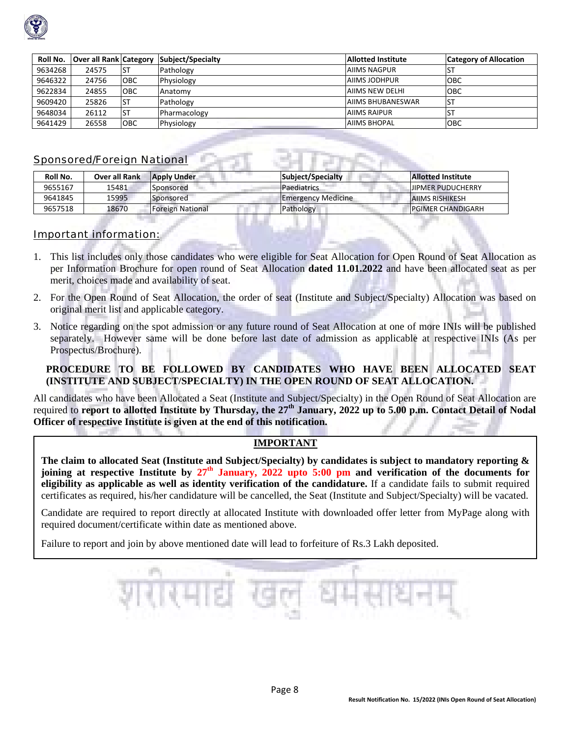| Roll No. | Over all Rank | Category | Subject/Specialty | Allotted Institute | Category of Allocation |
|---|---|---|---|---|---|
| 9634268 | 24575 | ST | Pathology | AIIMS NAGPUR | ST |
| 9646322 | 24756 | OBC | Physiology | AIIMS JODHPUR | OBC |
| 9622834 | 24855 | OBC | Anatomy | AIIMS NEW DELHI | OBC |
| 9609420 | 25826 | ST | Pathology | AIIMS BHUBANESWAR | ST |
| 9648034 | 26112 | ST | Pharmacology | AIIMS RAIPUR | ST |
| 9641429 | 26558 | OBC | Physiology | AIIMS BHOPAL | OBC |

## Sponsored/Foreign National

| Roll No. | Over all Rank | Apply Under | Subject/Specialty | Allotted Institute |
|---|---|---|---|---|
| 9655167 | 15481 | Sponsored | Paediatrics | JIPMER PUDUCHERRY |
| 9641845 | 15995 | Sponsored | Emergency Medicine | AIIMS RISHIKESH |
| 9657518 | 18670 | Foreign National | Pathology | PGIMER CHANDIGARH |

## Important information:

1. This list includes only those candidates who were eligible for Seat Allocation for Open Round of Seat Allocation as per Information Brochure for open round of Seat Allocation **dated 11.01.2022** and have been allocated seat as per merit, choices made and availability of seat.
2. For the Open Round of Seat Allocation, the order of seat (Institute and Subject/Specialty) Allocation was based on original merit list and applicable category.
3. Notice regarding on the spot admission or any future round of Seat Allocation at one of more INIs will be published separately. However same will be done before last date of admission as applicable at respective INIs (As per Prospectus/Brochure).

**PROCEDURE TO BE FOLLOWED BY CANDIDATES WHO HAVE BEEN ALLOCATED SEAT (INSTITUTE AND SUBJECT/SPECIALTY) IN THE OPEN ROUND OF SEAT ALLOCATION.**

All candidates who have been Allocated a Seat (Institute and Subject/Specialty) in the Open Round of Seat Allocation are required to **report to allotted Institute by Thursday, the 27th January, 2022 up to 5.00 p.m. Contact Detail of Nodal Officer of respective Institute is given at the end of this notification.**

**IMPORTANT**

**The claim to allocated Seat (Institute and Subject/Specialty) by candidates is subject to mandatory reporting & joining at respective Institute by 27th January, 2022 upto 5:00 pm and verification of the documents for eligibility as applicable as well as identity verification of the candidature.** If a candidate fails to submit required certificates as required, his/her candidature will be cancelled, the Seat (Institute and Subject/Specialty) will be vacated.

Candidate are required to report directly at allocated Institute with downloaded offer letter from MyPage along with required document/certificate within date as mentioned above.

Failure to report and join by above mentioned date will lead to forfeiture of Rs.3 Lakh deposited.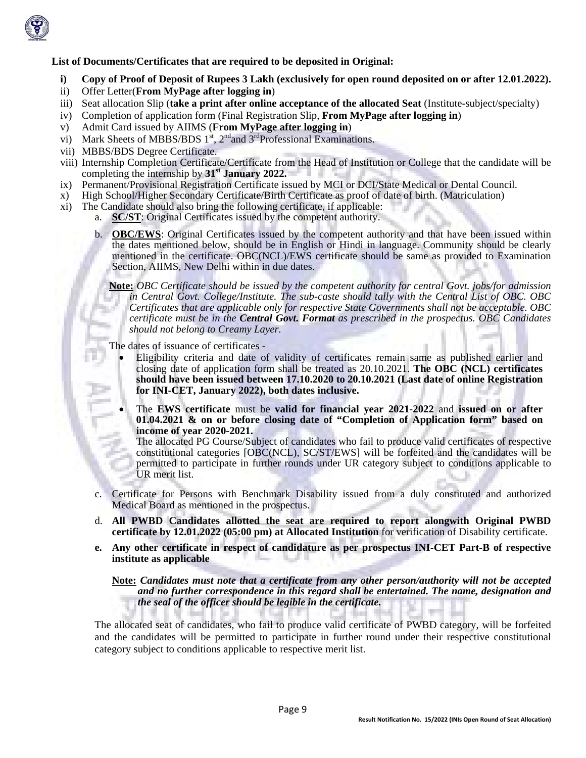**List of Documents/Certificates that are required to be deposited in Original:**

- **i) Copy of Proof of Deposit of Rupees 3 Lakh (exclusively for open round deposited on or after 12.01.2022).**
- ii) Offer Letter(**From MyPage after logging in**)
- iii) Seat allocation Slip (**take a print after online acceptance of the allocated Seat** (Institute-subject/specialty)
- iv) Completion of application form (Final Registration Slip, **From MyPage after logging in**)
- v) Admit Card issued by AIIMS (**From MyPage after logging in**)
- vi) Mark Sheets of MBBS/BDS 1st, 2nd and 3rd Professional Examinations.
- vii) MBBS/BDS Degree Certificate.
- viii) Internship Completion Certificate/Certificate from the Head of Institution or College that the candidate will be completing the internship by **31st January 2022.**
- ix) Permanent/Provisional Registration Certificate issued by MCI or DCI/State Medical or Dental Council.
- x) High School/Higher Secondary Certificate/Birth Certificate as proof of date of birth. (Matriculation)
- xi) The Candidate should also bring the following certificate, if applicable:
  - a. **SC/ST**: Original Certificates issued by the competent authority.
  - b. **OBC/EWS**: Original Certificates issued by the competent authority and that have been issued within the dates mentioned below, should be in English or Hindi in language. Community should be clearly mentioned in the certificate. OBC(NCL)/EWS certificate should be same as provided to Examination Section, AIIMS, New Delhi within in due dates.

    **Note:** *OBC Certificate should be issued by the competent authority for central Govt. jobs/for admission in Central Govt. College/Institute. The sub-caste should tally with the Central List of OBC. OBC Certificates that are applicable only for respective State Governments shall not be acceptable. OBC certificate must be in the **Central Govt. Format** as prescribed in the prospectus. OBC Candidates should not belong to Creamy Layer.*

    The dates of issuance of certificates -

    - Eligibility criteria and date of validity of certificates remain same as published earlier and closing date of application form shall be treated as 20.10.2021. **The OBC (NCL) certificates should have been issued between 17.10.2020 to 20.10.2021 (Last date of online Registration for INI-CET, January 2022), both dates inclusive.**
    - The **EWS certificate** must be **valid for financial year 2021-2022** and **issued on or after 01.04.2021 & on or before closing date of "Completion of Application form" based on income of year 2020-2021.**

      The allocated PG Course/Subject of candidates who fail to produce valid certificates of respective constitutional categories [OBC(NCL), SC/ST/EWS] will be forfeited and the candidates will be permitted to participate in further rounds under UR category subject to conditions applicable to UR merit list.
  - c. Certificate for Persons with Benchmark Disability issued from a duly constituted and authorized Medical Board as mentioned in the prospectus.
  - d. **All PWBD Candidates allotted the seat are required to report alongwith Original PWBD certificate by 12.01.2022 (05:00 pm) at Allocated Institution** for verification of Disability certificate.
  - **e. Any other certificate in respect of candidature as per prospectus INI-CET Part-B of respective institute as applicable**

    **Note:** ***Candidates must note that a certificate from any other person/authority will not be accepted and no further correspondence in this regard shall be entertained. The name, designation and the seal of the officer should be legible in the certificate.***

    The allocated seat of candidates, who fail to produce valid certificate of PWBD category, will be forfeited and the candidates will be permitted to participate in further round under their respective constitutional category subject to conditions applicable to respective merit list.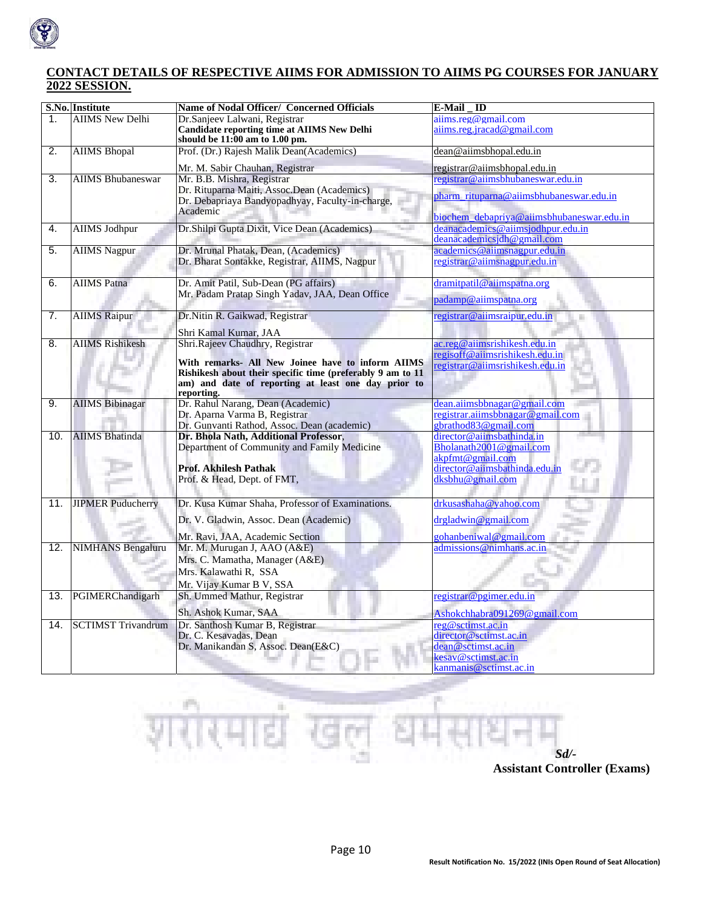**CONTACT DETAILS OF RESPECTIVE AIIMS FOR ADMISSION TO AIIMS PG COURSES FOR JANUARY 2022 SESSION.**

| S.No. | Institute | Name of Nodal Officer/ Concerned Officials | E-Mail _ ID |
|---|---|---|---|
| 1. | AIIMS New Delhi | Dr.Sanjeev Lalwani, Registrar<br>**Candidate reporting time at AIIMS New Delhi should be 11:00 am to 1.00 pm.** | aiims.reg@gmail.com<br>aiims.reg.jracad@gmail.com |
| 2. | AIIMS Bhopal | Prof. (Dr.) Rajesh Malik Dean(Academics)<br>Mr. M. Sabir Chauhan, Registrar | dean@aiimsbhopal.edu.in<br>registrar@aiimsbhopal.edu.in |
| 3. | AIIMS Bhubaneswar | Mr. B.B. Mishra, Registrar<br>Dr. Rituparna Maiti, Assoc.Dean (Academics)<br>Dr. Debapriaya Bandyopadhyay, Faculty-in-charge, Academic | registrar@aiimsbhubaneswar.edu.in<br>pharm_rituparna@aiimsbhubaneswar.edu.in<br>biochem_debapriya@aiimsbhubaneswar.edu.in |
| 4. | AIIMS Jodhpur | Dr.Shilpi Gupta Dixit, Vice Dean (Academics) | deanacademics@aiimsjodhpur.edu.in<br>deanacademicsjdh@gmail.com |
| 5. | AIIMS Nagpur | Dr. Mrunal Phatak, Dean, (Academics)<br>Dr. Bharat Sontakke, Registrar, AIIMS, Nagpur | academics@aiimsnagpur.edu.in<br>registrar@aiimsnagpur.edu.in |
| 6. | AIIMS Patna | Dr. Amit Patil, Sub-Dean (PG affairs)<br>Mr. Padam Pratap Singh Yadav, JAA, Dean Office | dramitpatil@aiimspatna.org<br>padamp@aiimspatna.org |
| 7. | AIIMS Raipur | Dr.Nitin R. Gaikwad, Registrar<br>Shri Kamal Kumar, JAA | registrar@aiimsraipur.edu.in |
| 8. | AIIMS Rishikesh | Shri.Rajeev Chaudhry, Registrar<br>**With remarks- All New Joinee have to inform AIIMS Rishikesh about their specific time (preferably 9 am to 11 am) and date of reporting at least one day prior to reporting.** | ac.reg@aiimsrishikesh.edu.in<br>regisoff@aiimsrishikesh.edu.in<br>registrar@aiimsrishikesh.edu.in |
| 9. | AIIMS Bibinagar | Dr. Rahul Narang, Dean (Academic)<br>Dr. Aparna Varma B, Registrar<br>Dr. Gunvanti Rathod, Assoc. Dean (academic) | dean.aiimsbbnagar@gmail.com<br>registrar.aiimsbbnagar@gmail.com<br>gbrathod83@gmail.com |
| 10. | AIIMS Bhatinda | **Dr. Bhola Nath, Additional Professor**,<br>Department of Community and Family Medicine<br>**Prof. Akhilesh Pathak**<br>Prof. & Head, Dept. of FMT, | director@aiimsbathinda.in<br>Bholanath2001@gmail.com<br>akpfmt@gmail.com<br>director@aiimsbathinda.edu.in<br>dksbhu@gmail.com |
| 11. | JIPMER Puducherry | Dr. Kusa Kumar Shaha, Professor of Examinations.<br>Dr. V. Gladwin, Assoc. Dean (Academic)<br>Mr. Ravi, JAA, Academic Section | drkusashaha@yahoo.com<br>drgladwin@gmail.com<br>gohanbeniwal@gmail.com |
| 12. | NIMHANS Bengaluru | Mr. M. Murugan J, AAO (A&E)<br>Mrs. C. Mamatha, Manager (A&E)<br>Mrs. Kalawathi R, SSA<br>Mr. Vijay Kumar B V, SSA | admissions@nimhans.ac.in |
| 13. | PGIMERChandigarh | Sh. Ummed Mathur, Registrar<br>Sh. Ashok Kumar, SAA | registrar@pgimer.edu.in<br>Ashokchhabra091269@gmail.com |
| 14. | SCTIMST Trivandrum | Dr. Santhosh Kumar B, Registrar<br>Dr. C. Kesavadas, Dean<br>Dr. Manikandan S, Assoc. Dean(E&C) | reg@sctimst.ac.in<br>director@sctimst.ac.in<br>dean@sctimst.ac.in<br>kesav@sctimst.ac.in<br>kanmanis@sctimst.ac.in |

***Sd/-***
**Assistant Controller (Exams)**

**Result Notification No. 15/2022 (INIs Open Round of Seat Allocation)**